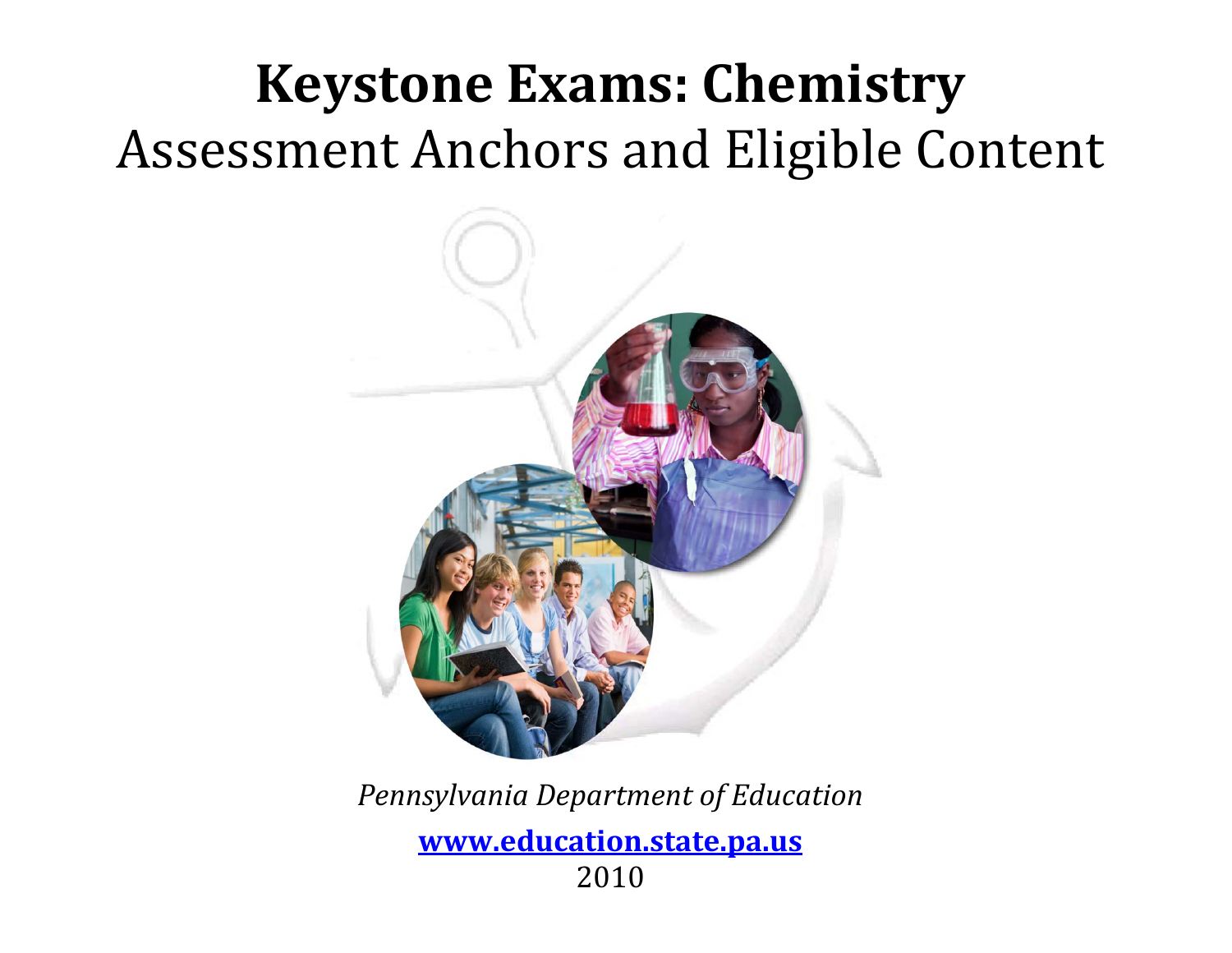# Keystone Exams: Chemistry

## Assessment Anchors and Eligible Content

*Pennsylvania Department of Education*

**[www.education.state.pa.us](http://www.education.state.pa.us)**

2010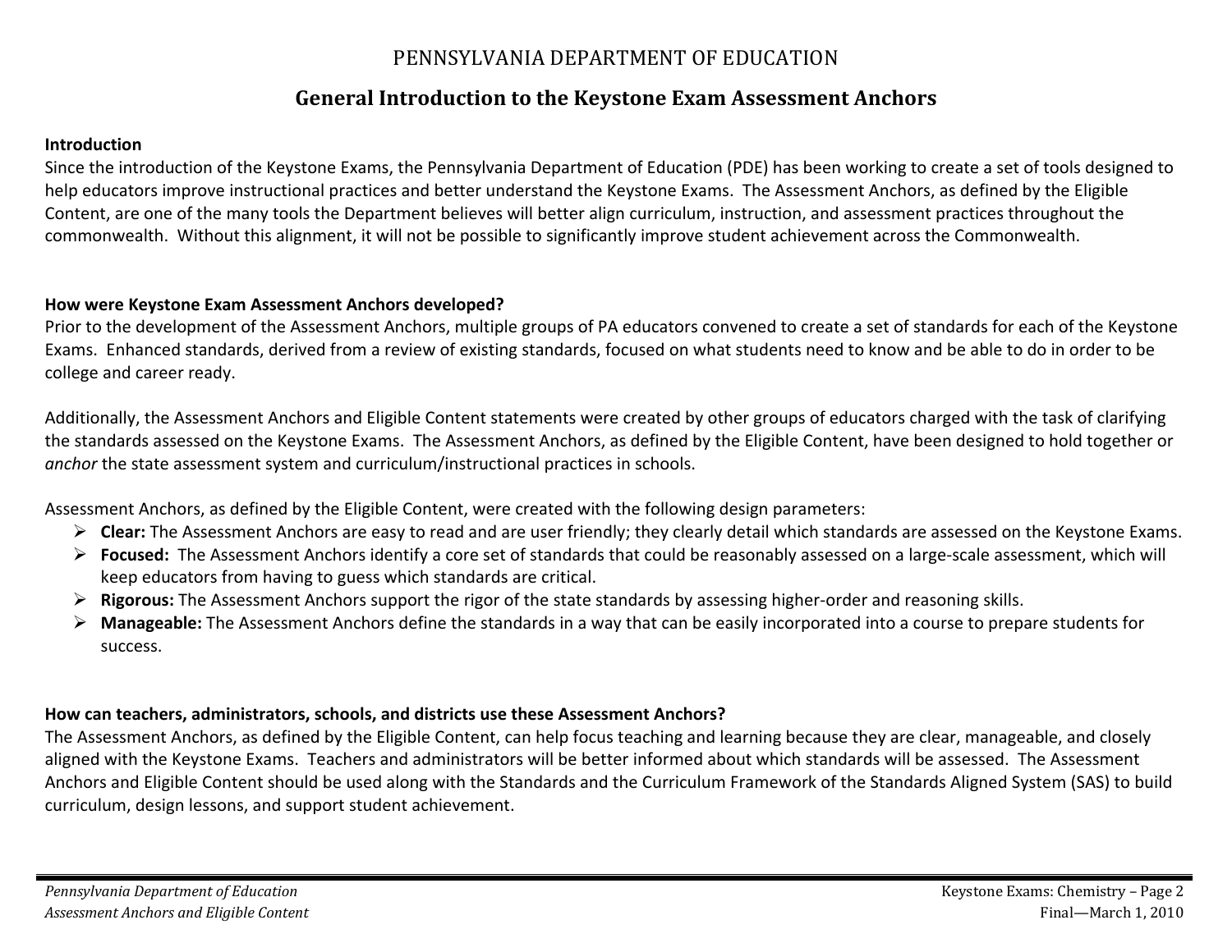# PENNSYLVANIA DEPARTMENT OF EDUCATION

## General Introduction to the Keystone Exam Assessment Anchors

**Introduction**

Since the introduction of the Keystone Exams, the Pennsylvania Department of Education (PDE) has been working to create a set of tools designed to help educators improve instructional practices and better understand the Keystone Exams. The Assessment Anchors, as defined by the Eligible Content, are one of the many tools the Department believes will better align curriculum, instruction, and assessment practices throughout the commonwealth. Without this alignment, it will not be possible to significantly improve student achievement across the Commonwealth.

**How were Keystone Exam Assessment Anchors developed?**

Prior to the development of the Assessment Anchors, multiple groups of PA educators convened to create a set of standards for each of the Keystone Exams. Enhanced standards, derived from a review of existing standards, focused on what students need to know and be able to do in order to be college and career ready.

Additionally, the Assessment Anchors and Eligible Content statements were created by other groups of educators charged with the task of clarifying the standards assessed on the Keystone Exams. The Assessment Anchors, as defined by the Eligible Content, have been designed to hold together or *anchor* the state assessment system and curriculum/instructional practices in schools.

Assessment Anchors, as defined by the Eligible Content, were created with the following design parameters:

- **Clear:** The Assessment Anchors are easy to read and are user friendly; they clearly detail which standards are assessed on the Keystone Exams.
- **Focused:** The Assessment Anchors identify a core set of standards that could be reasonably assessed on a large-scale assessment, which will keep educators from having to guess which standards are critical.
- **Rigorous:** The Assessment Anchors support the rigor of the state standards by assessing higher-order and reasoning skills.
- **Manageable:** The Assessment Anchors define the standards in a way that can be easily incorporated into a course to prepare students for success.

**How can teachers, administrators, schools, and districts use these Assessment Anchors?**

The Assessment Anchors, as defined by the Eligible Content, can help focus teaching and learning because they are clear, manageable, and closely aligned with the Keystone Exams. Teachers and administrators will be better informed about which standards will be assessed. The Assessment Anchors and Eligible Content should be used along with the Standards and the Curriculum Framework of the Standards Aligned System (SAS) to build curriculum, design lessons, and support student achievement.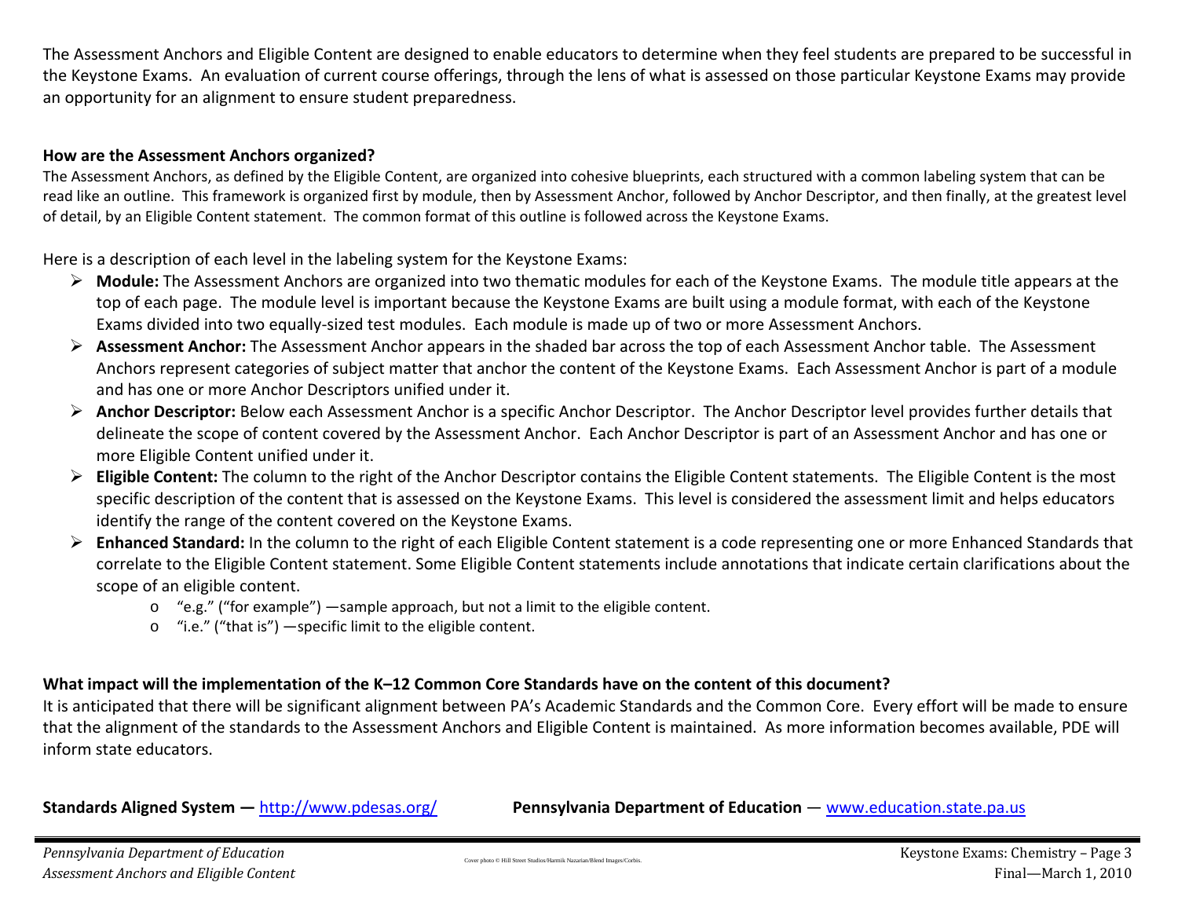The Assessment Anchors and Eligible Content are designed to enable educators to determine when they feel students are prepared to be successful in the Keystone Exams. An evaluation of current course offerings, through the lens of what is assessed on those particular Keystone Exams may provide an opportunity for an alignment to ensure student preparedness.

## How are the Assessment Anchors organized?

The Assessment Anchors, as defined by the Eligible Content, are organized into cohesive blueprints, each structured with a common labeling system that can be read like an outline. This framework is organized first by module, then by Assessment Anchor, followed by Anchor Descriptor, and then finally, at the greatest level of detail, by an Eligible Content statement. The common format of this outline is followed across the Keystone Exams.

Here is a description of each level in the labeling system for the Keystone Exams:

- **Module:** The Assessment Anchors are organized into two thematic modules for each of the Keystone Exams. The module title appears at the top of each page. The module level is important because the Keystone Exams are built using a module format, with each of the Keystone Exams divided into two equally-sized test modules. Each module is made up of two or more Assessment Anchors.
- **Assessment Anchor:** The Assessment Anchor appears in the shaded bar across the top of each Assessment Anchor table. The Assessment Anchors represent categories of subject matter that anchor the content of the Keystone Exams. Each Assessment Anchor is part of a module and has one or more Anchor Descriptors unified under it.
- **Anchor Descriptor:** Below each Assessment Anchor is a specific Anchor Descriptor. The Anchor Descriptor level provides further details that delineate the scope of content covered by the Assessment Anchor. Each Anchor Descriptor is part of an Assessment Anchor and has one or more Eligible Content unified under it.
- **Eligible Content:** The column to the right of the Anchor Descriptor contains the Eligible Content statements. The Eligible Content is the most specific description of the content that is assessed on the Keystone Exams. This level is considered the assessment limit and helps educators identify the range of the content covered on the Keystone Exams.
- **Enhanced Standard:** In the column to the right of each Eligible Content statement is a code representing one or more Enhanced Standards that correlate to the Eligible Content statement. Some Eligible Content statements include annotations that indicate certain clarifications about the scope of an eligible content.
  - "e.g." ("for example") —sample approach, but not a limit to the eligible content.
  - "i.e." ("that is") —specific limit to the eligible content.

## What impact will the implementation of the K–12 Common Core Standards have on the content of this document?

It is anticipated that there will be significant alignment between PA's Academic Standards and the Common Core. Every effort will be made to ensure that the alignment of the standards to the Assessment Anchors and Eligible Content is maintained. As more information becomes available, PDE will inform state educators.

**Standards Aligned System —** http://www.pdesas.org/ **Pennsylvania Department of Education** — www.education.state.pa.us

Cover photo © Hill Street Studios/Harmik Nazarian/Blend Images/Corbis.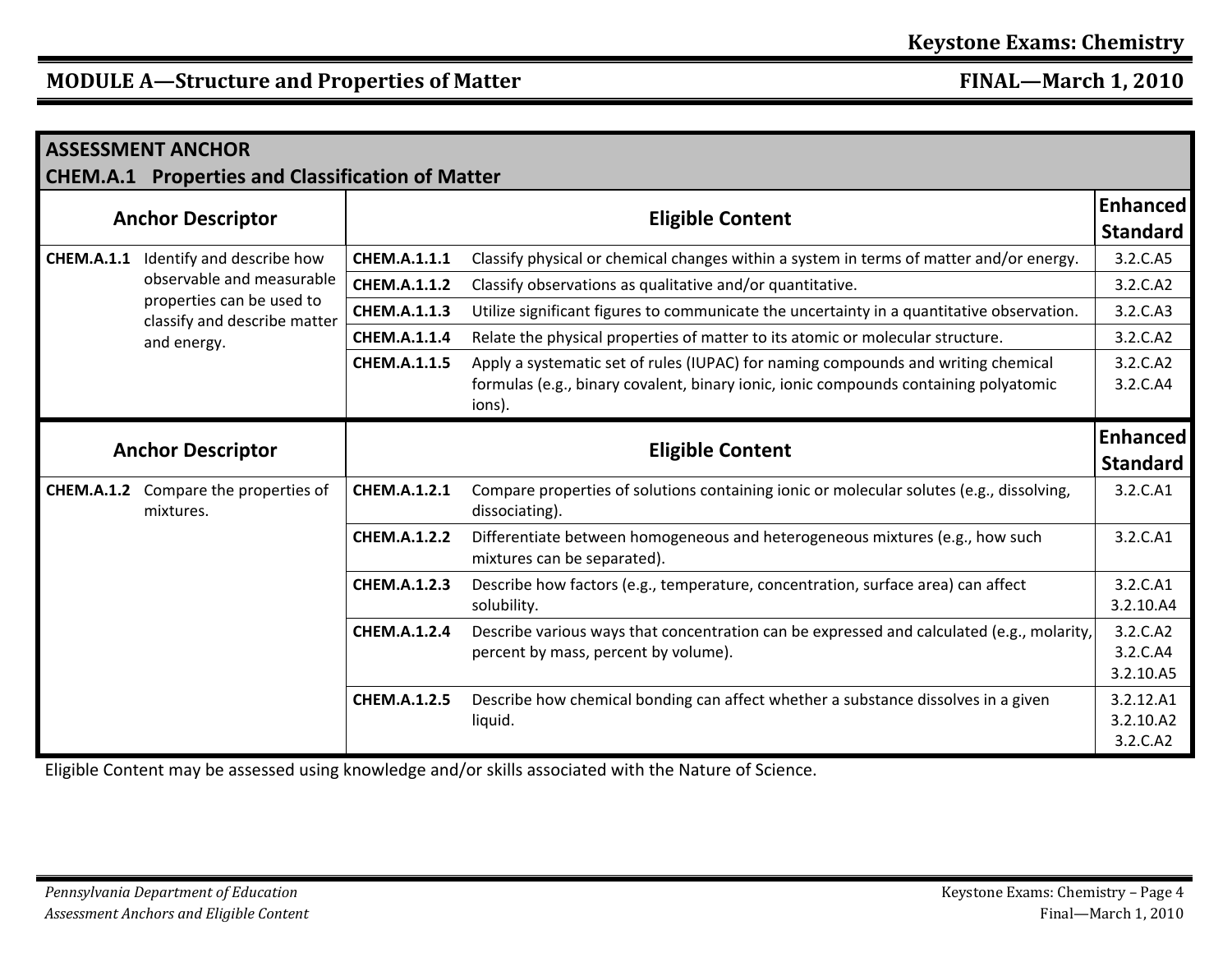## MODULE A—Structure and Properties of Matter

### ASSESSMENT ANCHOR
### CHEM.A.1 Properties and Classification of Matter

| Anchor Descriptor | | Eligible Content | | Enhanced Standard |
|---|---|---|---|---|
| **CHEM.A.1.1** | Identify and describe how observable and measurable properties can be used to classify and describe matter and energy. | **CHEM.A.1.1.1** | Classify physical or chemical changes within a system in terms of matter and/or energy. | 3.2.C.A5 |
| | | **CHEM.A.1.1.2** | Classify observations as qualitative and/or quantitative. | 3.2.C.A2 |
| | | **CHEM.A.1.1.3** | Utilize significant figures to communicate the uncertainty in a quantitative observation. | 3.2.C.A3 |
| | | **CHEM.A.1.1.4** | Relate the physical properties of matter to its atomic or molecular structure. | 3.2.C.A2 |
| | | **CHEM.A.1.1.5** | Apply a systematic set of rules (IUPAC) for naming compounds and writing chemical formulas (e.g., binary covalent, binary ionic, ionic compounds containing polyatomic ions). | 3.2.C.A2<br>3.2.C.A4 |

| Anchor Descriptor | | Eligible Content | | Enhanced Standard |
|---|---|---|---|---|
| **CHEM.A.1.2** | Compare the properties of mixtures. | **CHEM.A.1.2.1** | Compare properties of solutions containing ionic or molecular solutes (e.g., dissolving, dissociating). | 3.2.C.A1 |
| | | **CHEM.A.1.2.2** | Differentiate between homogeneous and heterogeneous mixtures (e.g., how such mixtures can be separated). | 3.2.C.A1 |
| | | **CHEM.A.1.2.3** | Describe how factors (e.g., temperature, concentration, surface area) can affect solubility. | 3.2.C.A1<br>3.2.10.A4 |
| | | **CHEM.A.1.2.4** | Describe various ways that concentration can be expressed and calculated (e.g., molarity, percent by mass, percent by volume). | 3.2.C.A2<br>3.2.C.A4<br>3.2.10.A5 |
| | | **CHEM.A.1.2.5** | Describe how chemical bonding can affect whether a substance dissolves in a given liquid. | 3.2.12.A1<br>3.2.10.A2<br>3.2.C.A2 |

Eligible Content may be assessed using knowledge and/or skills associated with the Nature of Science.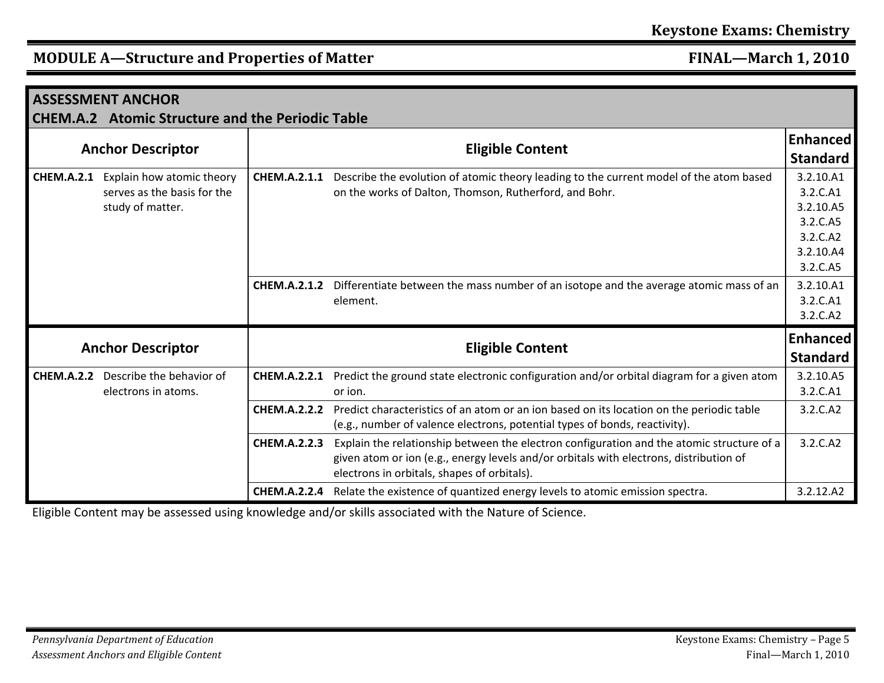## MODULE A—Structure and Properties of Matter

| ASSESSMENT ANCHOR<br>CHEM.A.2 Atomic Structure and the Periodic Table | | |
|---|---|---|
| **Anchor Descriptor** | **Eligible Content** | **Enhanced Standard** |
| **CHEM.A.2.1** Explain how atomic theory serves as the basis for the study of matter. | **CHEM.A.2.1.1** Describe the evolution of atomic theory leading to the current model of the atom based on the works of Dalton, Thomson, Rutherford, and Bohr. | 3.2.10.A1<br>3.2.C.A1<br>3.2.10.A5<br>3.2.C.A5<br>3.2.C.A2<br>3.2.10.A4<br>3.2.C.A5 |
| | **CHEM.A.2.1.2** Differentiate between the mass number of an isotope and the average atomic mass of an element. | 3.2.10.A1<br>3.2.C.A1<br>3.2.C.A2 |
| **Anchor Descriptor** | **Eligible Content** | **Enhanced Standard** |
| **CHEM.A.2.2** Describe the behavior of electrons in atoms. | **CHEM.A.2.2.1** Predict the ground state electronic configuration and/or orbital diagram for a given atom or ion. | 3.2.10.A5<br>3.2.C.A1 |
| | **CHEM.A.2.2.2** Predict characteristics of an atom or an ion based on its location on the periodic table (e.g., number of valence electrons, potential types of bonds, reactivity). | 3.2.C.A2 |
| | **CHEM.A.2.2.3** Explain the relationship between the electron configuration and the atomic structure of a given atom or ion (e.g., energy levels and/or orbitals with electrons, distribution of electrons in orbitals, shapes of orbitals). | 3.2.C.A2 |
| | **CHEM.A.2.2.4** Relate the existence of quantized energy levels to atomic emission spectra. | 3.2.12.A2 |

Eligible Content may be assessed using knowledge and/or skills associated with the Nature of Science.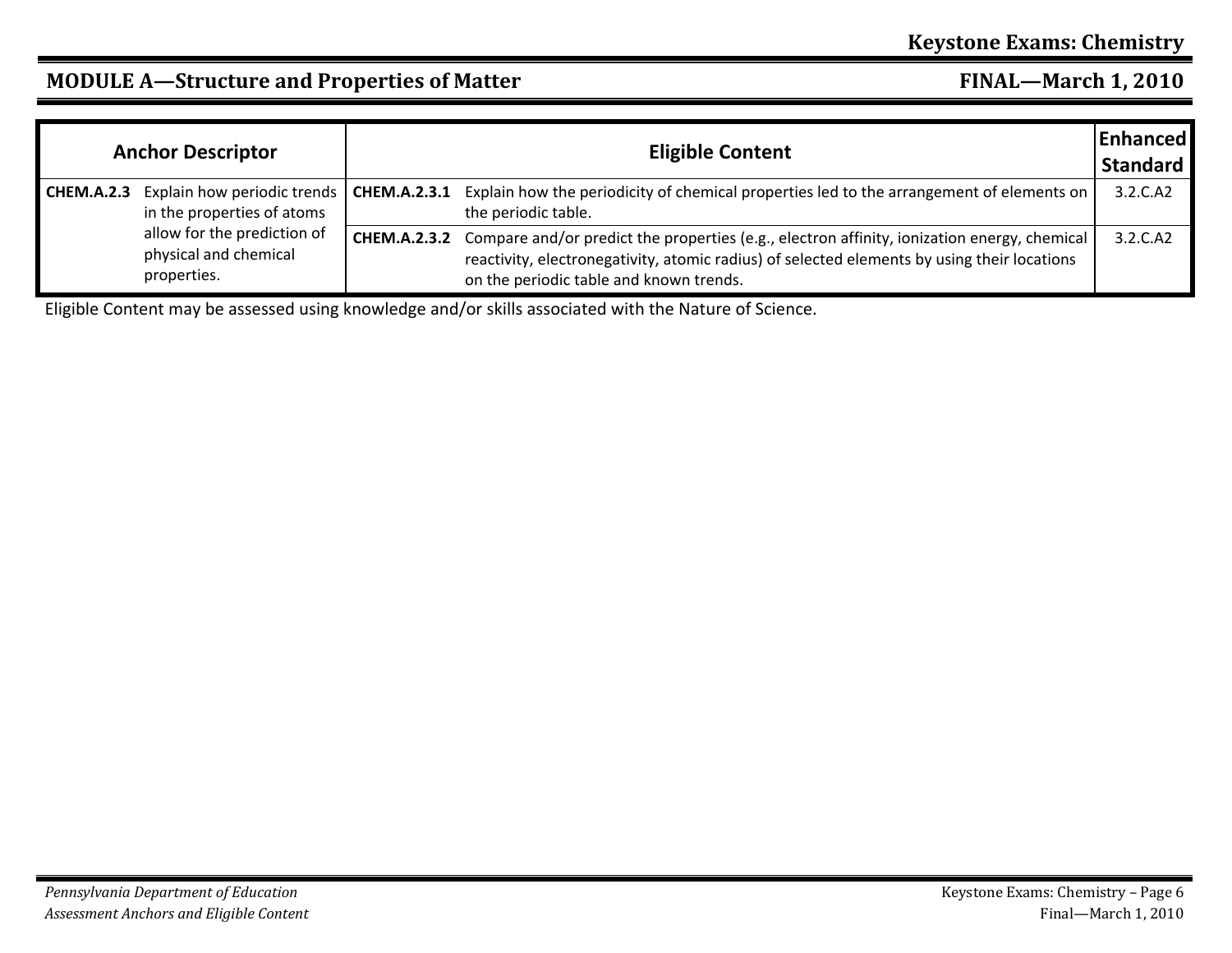## MODULE A—Structure and Properties of Matter

| Anchor Descriptor | | Eligible Content | | Enhanced Standard |
|---|---|---|---|---|
| **CHEM.A.2.3** | Explain how periodic trends in the properties of atoms allow for the prediction of physical and chemical properties. | **CHEM.A.2.3.1** | Explain how the periodicity of chemical properties led to the arrangement of elements on the periodic table. | 3.2.C.A2 |
| | | **CHEM.A.2.3.2** | Compare and/or predict the properties (e.g., electron affinity, ionization energy, chemical reactivity, electronegativity, atomic radius) of selected elements by using their locations on the periodic table and known trends. | 3.2.C.A2 |

Eligible Content may be assessed using knowledge and/or skills associated with the Nature of Science.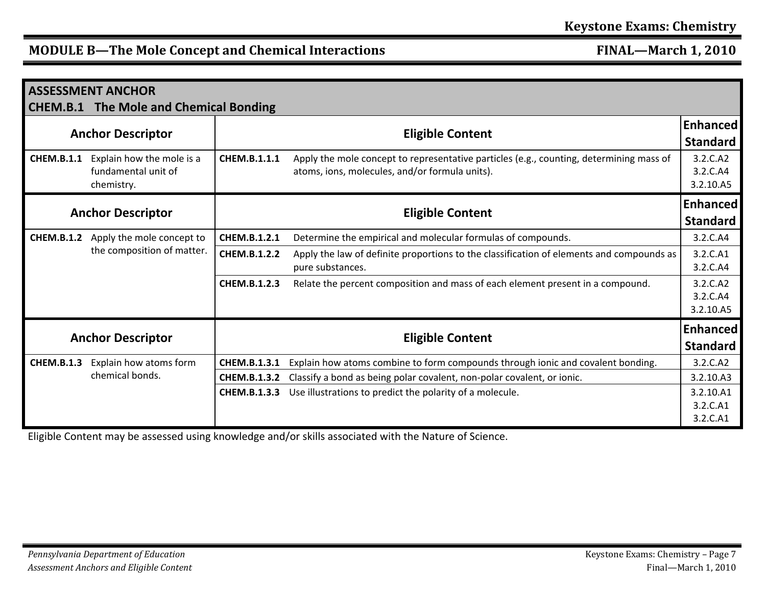## MODULE B—The Mole Concept and Chemical Interactions

| ASSESSMENT ANCHOR<br>CHEM.B.1 The Mole and Chemical Bonding | | |
|---|---|---|
| **Anchor Descriptor** | **Eligible Content** | **Enhanced Standard** |
| **CHEM.B.1.1** Explain how the mole is a fundamental unit of chemistry. | **CHEM.B.1.1.1** Apply the mole concept to representative particles (e.g., counting, determining mass of atoms, ions, molecules, and/or formula units). | 3.2.C.A2<br>3.2.C.A4<br>3.2.10.A5 |
| **Anchor Descriptor** | **Eligible Content** | **Enhanced Standard** |
| **CHEM.B.1.2** Apply the mole concept to the composition of matter. | **CHEM.B.1.2.1** Determine the empirical and molecular formulas of compounds. | 3.2.C.A4 |
| | **CHEM.B.1.2.2** Apply the law of definite proportions to the classification of elements and compounds as pure substances. | 3.2.C.A1<br>3.2.C.A4 |
| | **CHEM.B.1.2.3** Relate the percent composition and mass of each element present in a compound. | 3.2.C.A2<br>3.2.C.A4<br>3.2.10.A5 |
| **Anchor Descriptor** | **Eligible Content** | **Enhanced Standard** |
| **CHEM.B.1.3** Explain how atoms form chemical bonds. | **CHEM.B.1.3.1** Explain how atoms combine to form compounds through ionic and covalent bonding. | 3.2.C.A2 |
| | **CHEM.B.1.3.2** Classify a bond as being polar covalent, non-polar covalent, or ionic. | 3.2.10.A3 |
| | **CHEM.B.1.3.3** Use illustrations to predict the polarity of a molecule. | 3.2.10.A1<br>3.2.C.A1<br>3.2.C.A1 |

Eligible Content may be assessed using knowledge and/or skills associated with the Nature of Science.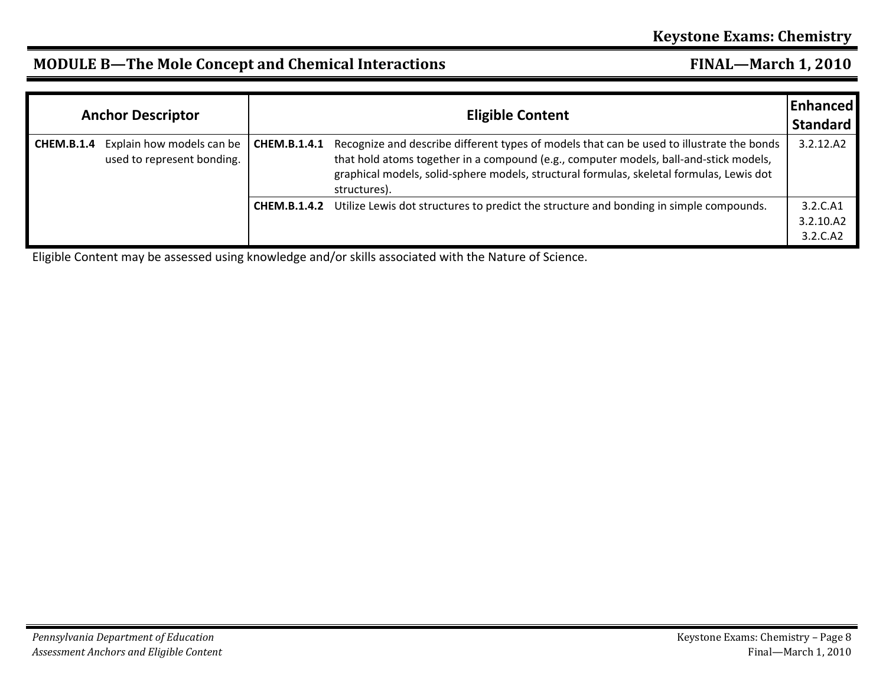## MODULE B—The Mole Concept and Chemical Interactions

| Anchor Descriptor | | Eligible Content | | Enhanced Standard |
|---|---|---|---|---|
| **CHEM.B.1.4** | Explain how models can be used to represent bonding. | **CHEM.B.1.4.1** | Recognize and describe different types of models that can be used to illustrate the bonds that hold atoms together in a compound (e.g., computer models, ball-and-stick models, graphical models, solid-sphere models, structural formulas, skeletal formulas, Lewis dot structures). | 3.2.12.A2 |
| | | **CHEM.B.1.4.2** | Utilize Lewis dot structures to predict the structure and bonding in simple compounds. | 3.2.C.A1<br>3.2.10.A2<br>3.2.C.A2 |

Eligible Content may be assessed using knowledge and/or skills associated with the Nature of Science.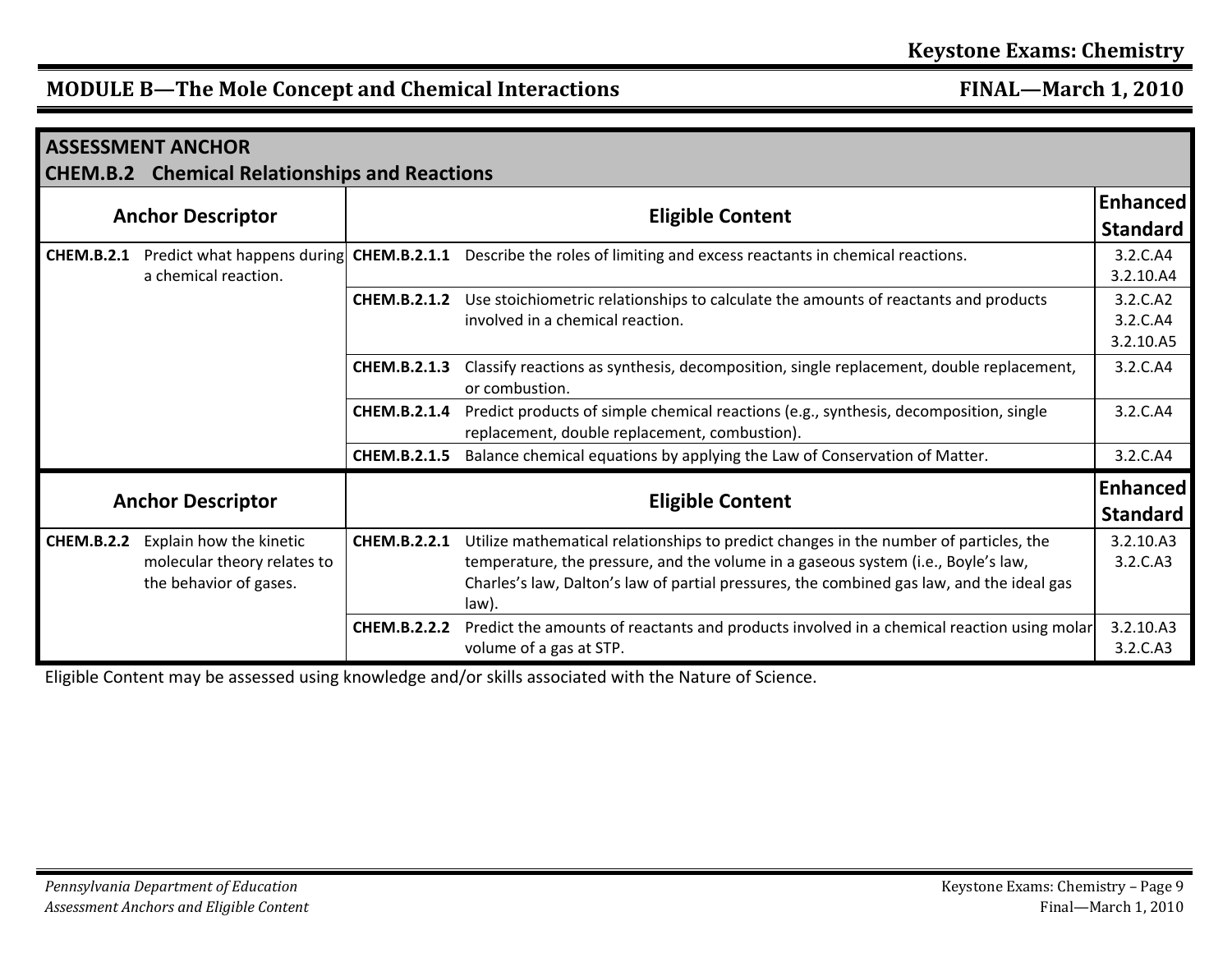## MODULE B—The Mole Concept and Chemical Interactions

### ASSESSMENT ANCHOR

### CHEM.B.2 Chemical Relationships and Reactions

| Anchor Descriptor | | Eligible Content | | Enhanced Standard |
|---|---|---|---|---|
| **CHEM.B.2.1** | Predict what happens during a chemical reaction. | **CHEM.B.2.1.1** | Describe the roles of limiting and excess reactants in chemical reactions. | 3.2.C.A4<br>3.2.10.A4 |
| | | **CHEM.B.2.1.2** | Use stoichiometric relationships to calculate the amounts of reactants and products involved in a chemical reaction. | 3.2.C.A2<br>3.2.C.A4<br>3.2.10.A5 |
| | | **CHEM.B.2.1.3** | Classify reactions as synthesis, decomposition, single replacement, double replacement, or combustion. | 3.2.C.A4 |
| | | **CHEM.B.2.1.4** | Predict products of simple chemical reactions (e.g., synthesis, decomposition, single replacement, double replacement, combustion). | 3.2.C.A4 |
| | | **CHEM.B.2.1.5** | Balance chemical equations by applying the Law of Conservation of Matter. | 3.2.C.A4 |

| Anchor Descriptor | | Eligible Content | | Enhanced Standard |
|---|---|---|---|---|
| **CHEM.B.2.2** | Explain how the kinetic molecular theory relates to the behavior of gases. | **CHEM.B.2.2.1** | Utilize mathematical relationships to predict changes in the number of particles, the temperature, the pressure, and the volume in a gaseous system (i.e., Boyle's law, Charles's law, Dalton's law of partial pressures, the combined gas law, and the ideal gas law). | 3.2.10.A3<br>3.2.C.A3 |
| | | **CHEM.B.2.2.2** | Predict the amounts of reactants and products involved in a chemical reaction using molar volume of a gas at STP. | 3.2.10.A3<br>3.2.C.A3 |

Eligible Content may be assessed using knowledge and/or skills associated with the Nature of Science.